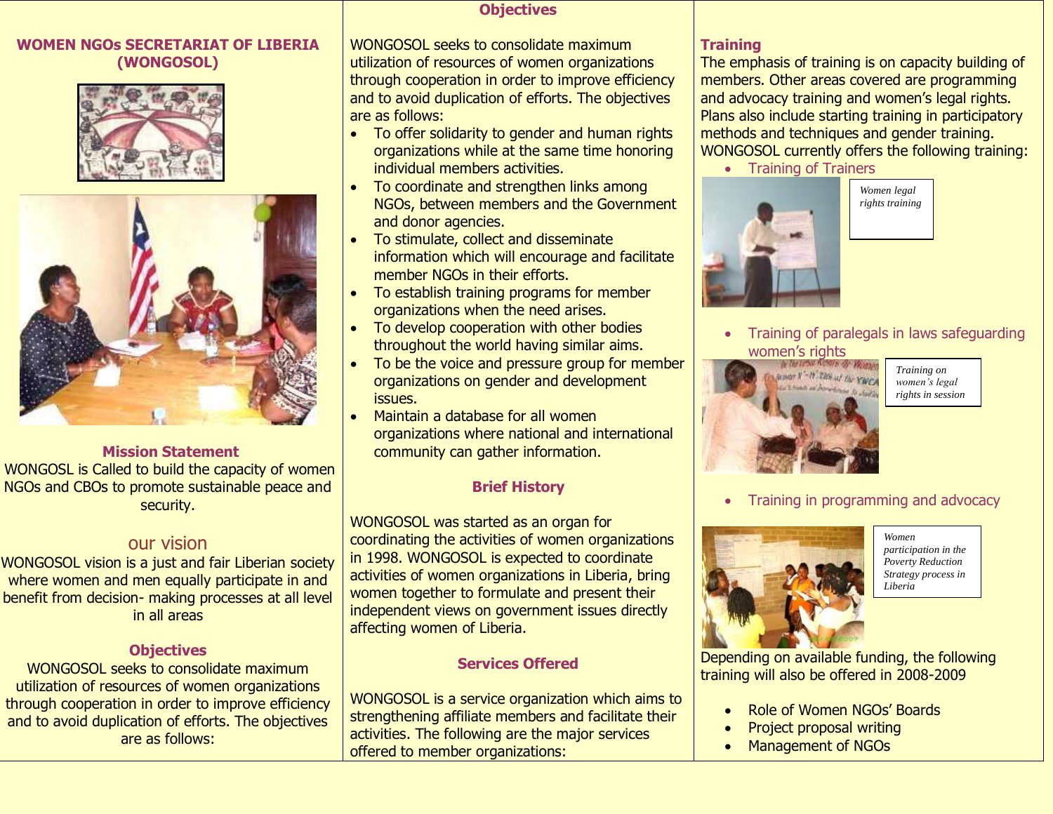## WOMEN NGOs SECRETARIAT OF LIBERIA (WONGOSOL)

### Mission Statement

WONGOSL is Called to build the capacity of women NGOs and CBOs to promote sustainable peace and security.

### our vision

WONGOSOL vision is a just and fair Liberian society where women and men equally participate in and benefit from decision- making processes at all level in all areas

### Objectives

WONGOSOL seeks to consolidate maximum utilization of resources of women organizations through cooperation in order to improve efficiency and to avoid duplication of efforts. The objectives are as follows:

### Objectives

WONGOSOL seeks to consolidate maximum utilization of resources of women organizations through cooperation in order to improve efficiency and to avoid duplication of efforts. The objectives are as follows:

- To offer solidarity to gender and human rights organizations while at the same time honoring individual members activities.
- To coordinate and strengthen links among NGOs, between members and the Government and donor agencies.
- To stimulate, collect and disseminate information which will encourage and facilitate member NGOs in their efforts.
- To establish training programs for member organizations when the need arises.
- To develop cooperation with other bodies throughout the world having similar aims.
- To be the voice and pressure group for member organizations on gender and development issues.
- Maintain a database for all women organizations where national and international community can gather information.

### Brief History

WONGOSOL was started as an organ for coordinating the activities of women organizations in 1998. WONGOSOL is expected to coordinate activities of women organizations in Liberia, bring women together to formulate and present their independent views on government issues directly affecting women of Liberia.

### Services Offered

WONGOSOL is a service organization which aims to strengthening affiliate members and facilitate their activities. The following are the major services offered to member organizations:

### Training

The emphasis of training is on capacity building of members. Other areas covered are programming and advocacy training and women's legal rights. Plans also include starting training in participatory methods and techniques and gender training. WONGOSOL currently offers the following training:

- Training of Trainers

*Women legal rights training*

- Training of paralegals in laws safeguarding women's rights

*Training on women's legal rights in session*

- Training in programming and advocacy

*Women participation in the Poverty Reduction Strategy process in Liberia*

Depending on available funding, the following training will also be offered in 2008-2009

- Role of Women NGOs' Boards
- Project proposal writing
- Management of NGOs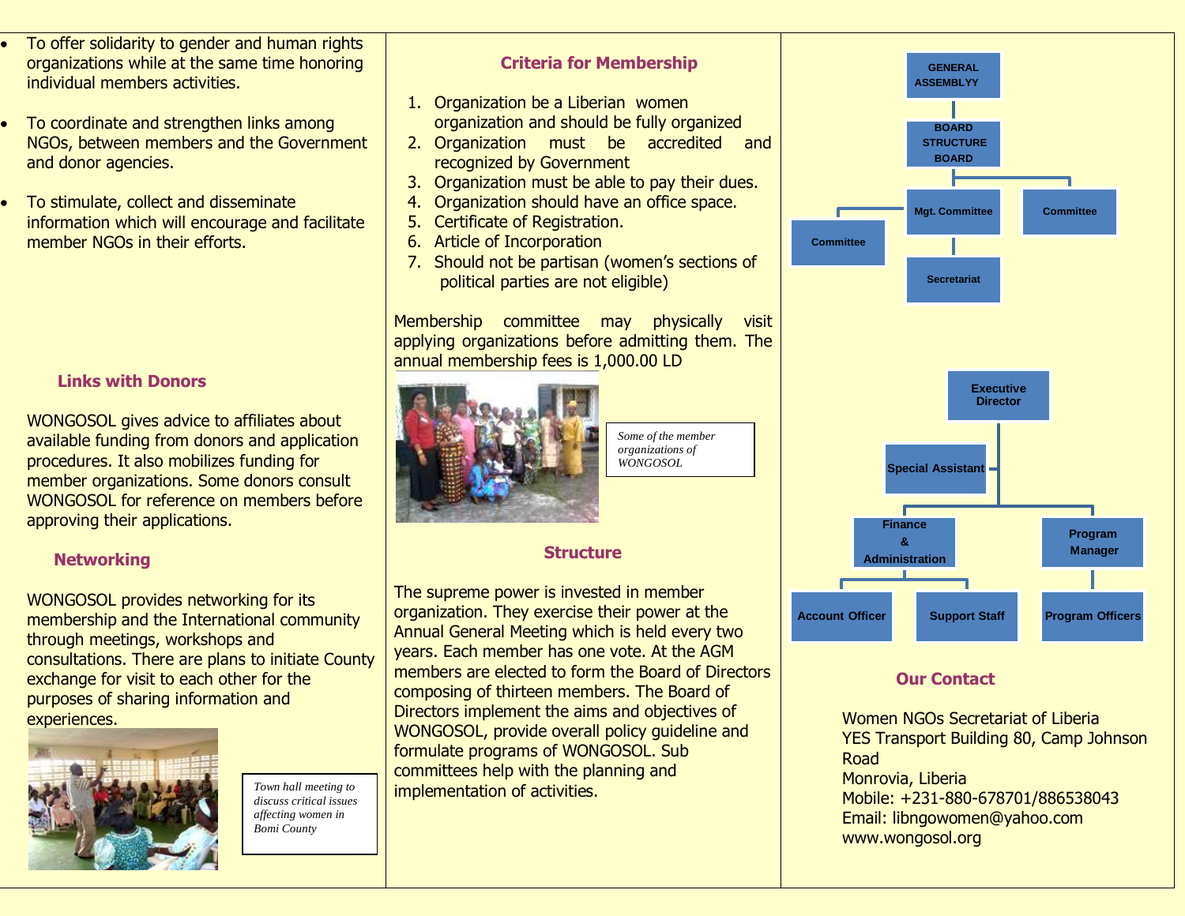- To offer solidarity to gender and human rights organizations while at the same time honoring individual members activities.
- To coordinate and strengthen links among NGOs, between members and the Government and donor agencies.
- To stimulate, collect and disseminate information which will encourage and facilitate member NGOs in their efforts.

### Links with Donors

WONGOSOL gives advice to affiliates about available funding from donors and application procedures. It also mobilizes funding for member organizations. Some donors consult WONGOSOL for reference on members before approving their applications.

### Networking

WONGOSOL provides networking for its membership and the International community through meetings, workshops and consultations. There are plans to initiate County exchange for visit to each other for the purposes of sharing information and experiences.

*Town hall meeting to discuss critical issues affecting women in Bomi County*

### Criteria for Membership

1. Organization be a Liberian women organization and should be fully organized
2. Organization must be accredited and recognized by Government
3. Organization must be able to pay their dues.
4. Organization should have an office space.
5. Certificate of Registration.
6. Article of Incorporation
7. Should not be partisan (women's sections of political parties are not eligible)

Membership committee may physically visit applying organizations before admitting them. The annual membership fees is 1,000.00 LD

*Some of the member organizations of WONGOSOL*

### Structure

The supreme power is invested in member organization. They exercise their power at the Annual General Meeting which is held every two years. Each member has one vote. At the AGM members are elected to form the Board of Directors composing of thirteen members. The Board of Directors implement the aims and objectives of WONGOSOL, provide overall policy guideline and formulate programs of WONGOSOL. Sub committees help with the planning and implementation of activities.

GENERAL ASSEMBLYY
- BOARD STRUCTURE BOARD
  - Mgt. Committee
    - Committee
    - Secretariat
  - Committee

Executive Director
- Special Assistant
- Finance & Administration
  - Account Officer
  - Support Staff
- Program Manager
  - Program Officers

### Our Contact

Women NGOs Secretariat of Liberia
YES Transport Building 80, Camp Johnson Road
Monrovia, Liberia
Mobile: +231-880-678701/886538043
Email: libngowomen@yahoo.com
www.wongosol.org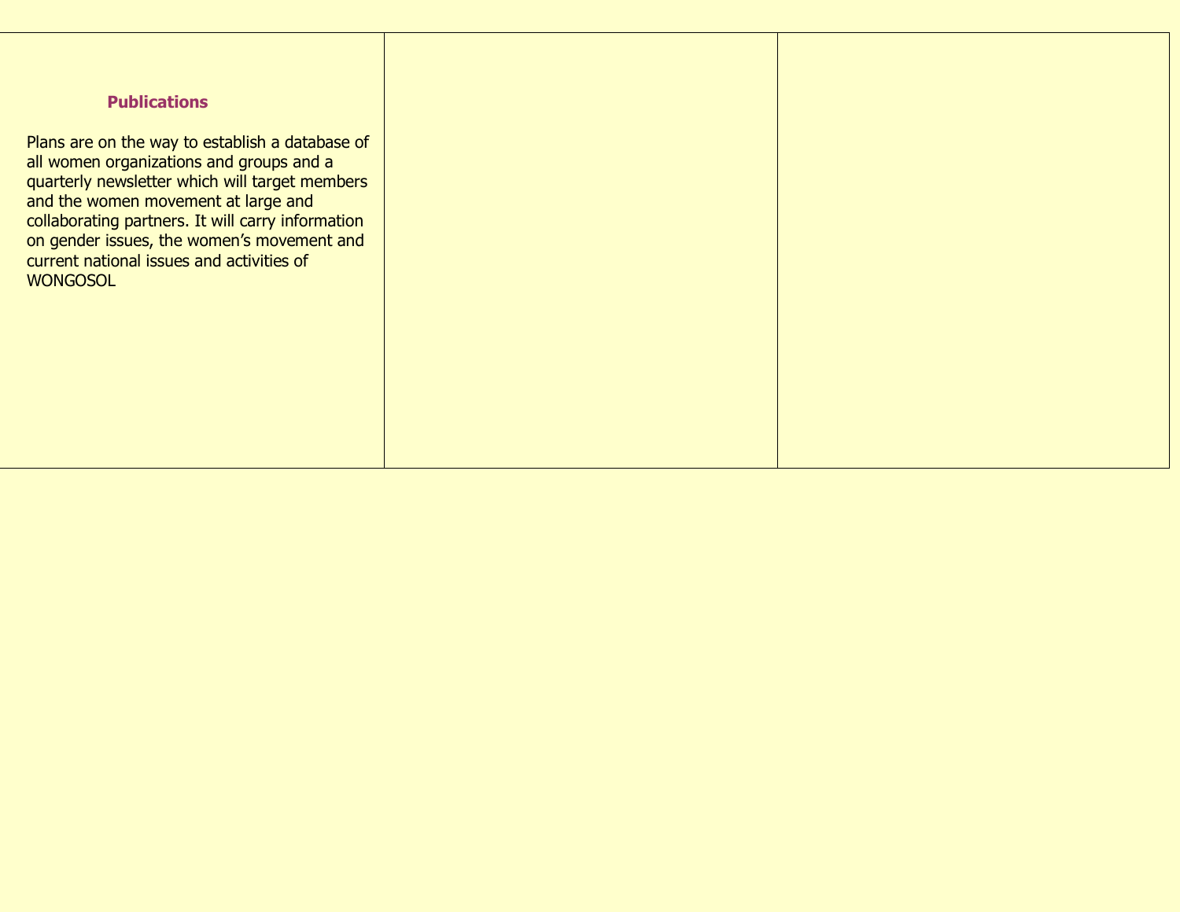### Publications

Plans are on the way to establish a database of all women organizations and groups and a quarterly newsletter which will target members and the women movement at large and collaborating partners. It will carry information on gender issues, the women's movement and current national issues and activities of WONGOSOL